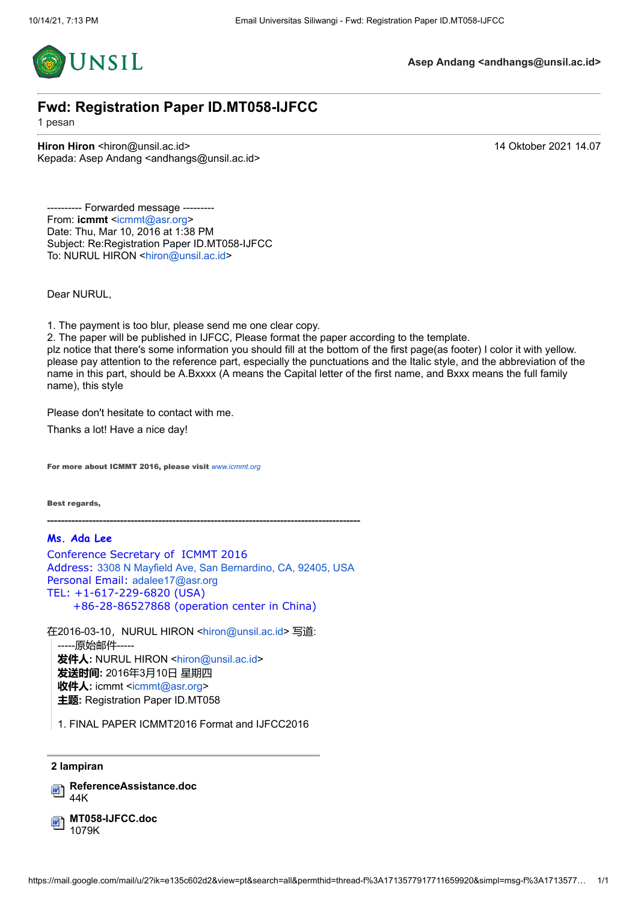UNSIL

**Asep Andang <andhangs@unsil.ac.id>**

# Fwd: Registration Paper ID.MT058-IJFCC

1 pesan

**Hiron Hiron** <hiron@unsil.ac.id> — 14 Oktober 2021 14.07
Kepada: Asep Andang <andhangs@unsil.ac.id>

---------- Forwarded message ---------
From: **icmmt** <icmmt@asr.org>
Date: Thu, Mar 10, 2016 at 1:38 PM
Subject: Re:Registration Paper ID.MT058-IJFCC
To: NURUL HIRON <hiron@unsil.ac.id>

Dear NURUL,

1. The payment is too blur, please send me one clear copy.
2. The paper will be published in IJFCC, Please format the paper according to the template.

plz notice that there's some information you should fill at the bottom of the first page(as footer) I color it with yellow. please pay attention to the reference part, especially the punctuations and the Italic style, and the abbreviation of the name in this part, should be A.Bxxxx (A means the Capital letter of the first name, and Bxxx means the full family name), this style

Please don't hesitate to contact with me.

Thanks a lot! Have a nice day!

**For more about ICMMT 2016, please visit** *www.icmmt.org*

**Best regards,**

---

**Ms. Ada Lee**
Conference Secretary of ICMMT 2016
Address: 3308 N Mayfield Ave, San Bernardino, CA, 92405, USA
Personal Email: adalee17@asr.org
TEL: +1-617-229-6820 (USA)
+86-28-86527868 (operation center in China)

在2016-03-10，NURUL HIRON <hiron@unsil.ac.id> 写道:

> -----原始邮件-----
> **发件人:** NURUL HIRON <hiron@unsil.ac.id>
> **发送时间:** 2016年3月10日 星期四
> **收件人:** icmmt <icmmt@asr.org>
> **主题:** Registration Paper ID.MT058
>
> 1. FINAL PAPER ICMMT2016 Format and IJFCC2016

**2 lampiran**

**ReferenceAssistance.doc**
44K

**MT058-IJFCC.doc**
1079K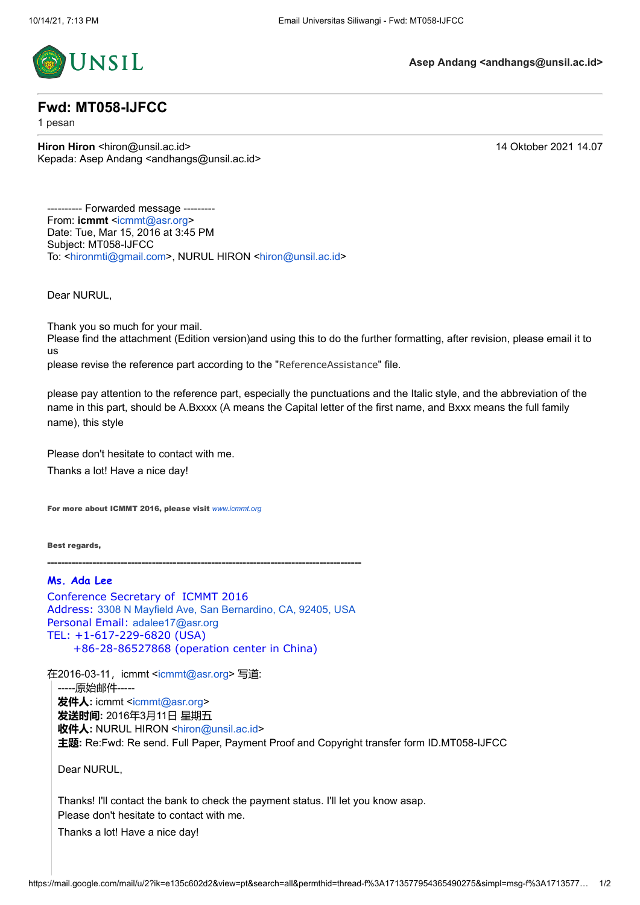UNSIL

**Asep Andang <andhangs@unsil.ac.id>**

# Fwd: MT058-IJFCC

1 pesan

**Hiron Hiron** <hiron@unsil.ac.id> 14 Oktober 2021 14.07
Kepada: Asep Andang <andhangs@unsil.ac.id>

---------- Forwarded message ---------
From: **icmmt** <icmmt@asr.org>
Date: Tue, Mar 15, 2016 at 3:45 PM
Subject: MT058-IJFCC
To: <hironmti@gmail.com>, NURUL HIRON <hiron@unsil.ac.id>

Dear NURUL,

Thank you so much for your mail.
Please find the attachment (Edition version)and using this to do the further formatting, after revision, please email it to us
please revise the reference part according to the "ReferenceAssistance" file.

please pay attention to the reference part, especially the punctuations and the Italic style, and the abbreviation of the name in this part, should be A.Bxxxx (A means the Capital letter of the first name, and Bxxx means the full family name), this style

Please don't hesitate to contact with me.
Thanks a lot! Have a nice day!

**For more about ICMMT 2016, please visit** *www.icmmt.org*

**Best regards,**

**Ms. Ada Lee**
Conference Secretary of ICMMT 2016
Address: 3308 N Mayfield Ave, San Bernardino, CA, 92405, USA
Personal Email: adalee17@asr.org
TEL: +1-617-229-6820 (USA)
+86-28-86527868 (operation center in China)

在2016-03-11，icmmt <icmmt@asr.org> 写道:

> -----原始邮件-----
> **发件人:** icmmt <icmmt@asr.org>
> **发送时间:** 2016年3月11日 星期五
> **收件人:** NURUL HIRON <hiron@unsil.ac.id>
> **主题:** Re:Fwd: Re send. Full Paper, Payment Proof and Copyright transfer form ID.MT058-IJFCC
>
> Dear NURUL,
>
> Thanks! I'll contact the bank to check the payment status. I'll let you know asap.
> Please don't hesitate to contact with me.
> Thanks a lot! Have a nice day!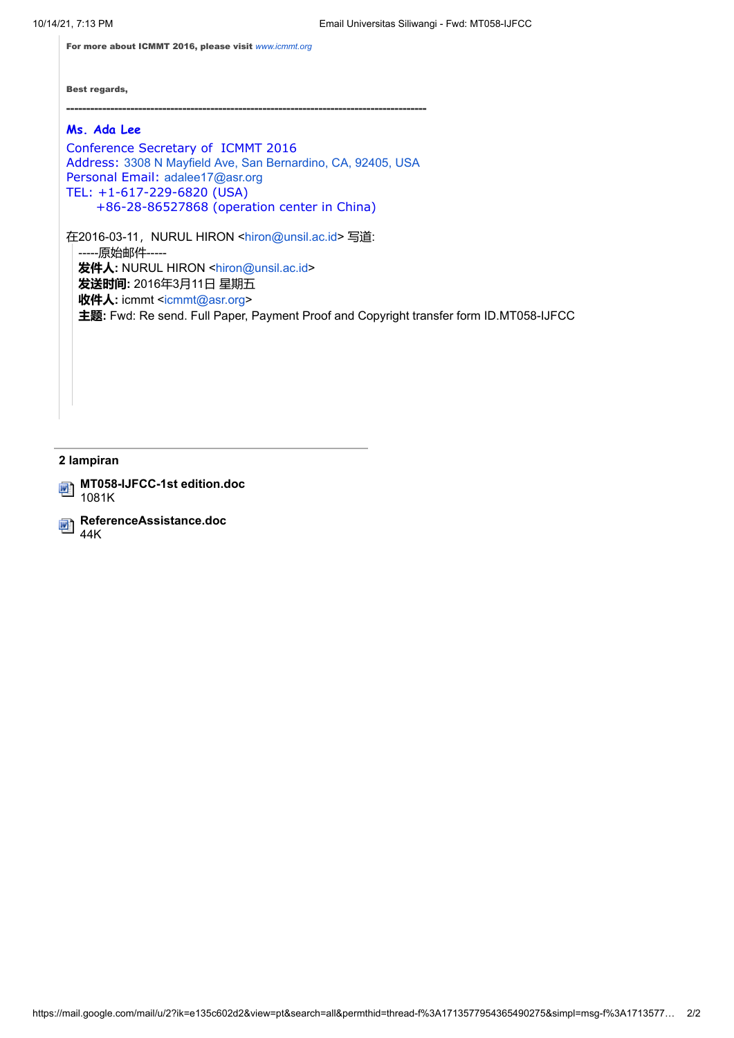**For more about ICMMT 2016, please visit** *www.icmmt.org*

**Best regards,**

---

**Ms. Ada Lee**

Conference Secretary of ICMMT 2016
Address: 3308 N Mayfield Ave, San Bernardino, CA, 92405, USA
Personal Email: adalee17@asr.org
TEL: +1-617-229-6820 (USA)
+86-28-86527868 (operation center in China)

在2016-03-11，NURUL HIRON <hiron@unsil.ac.id> 写道:

> -----原始邮件-----
> **发件人:** NURUL HIRON <hiron@unsil.ac.id>
> **发送时间:** 2016年3月11日 星期五
> **收件人:** icmmt <icmmt@asr.org>
> **主题:** Fwd: Re send. Full Paper, Payment Proof and Copyright transfer form ID.MT058-IJFCC

---

**2 lampiran**

**MT058-IJFCC-1st edition.doc**
1081K

**ReferenceAssistance.doc**
44K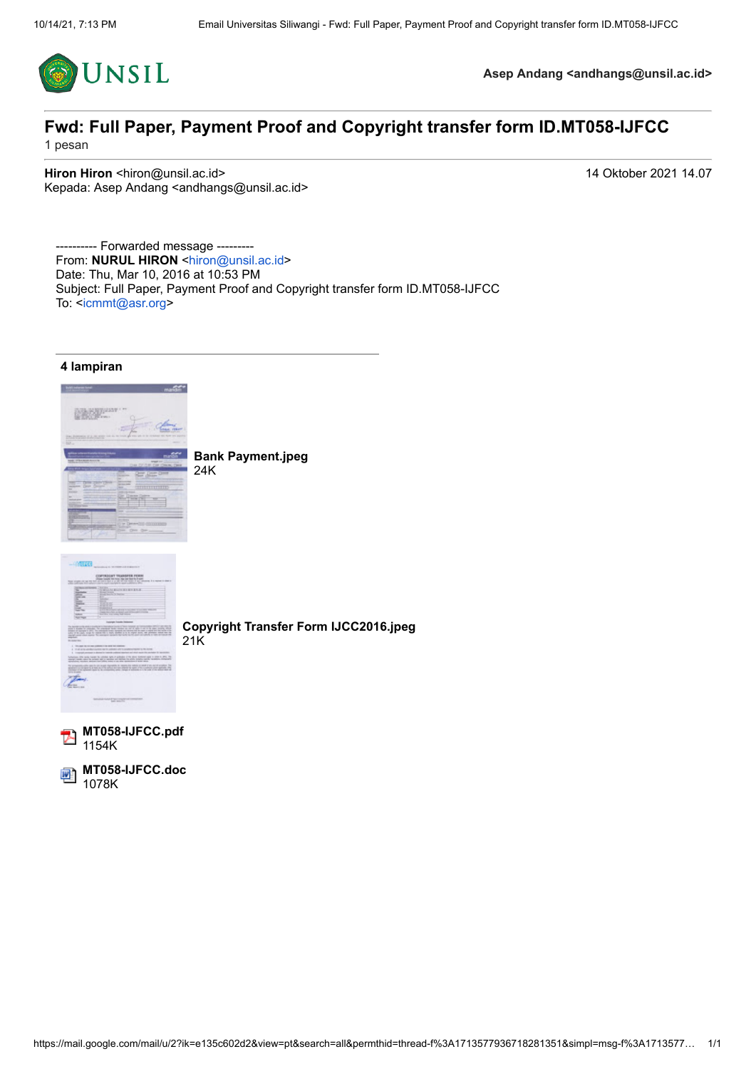Asep Andang <andhangs@unsil.ac.id>

# Fwd: Full Paper, Payment Proof and Copyright transfer form ID.MT058-IJFCC

1 pesan

**Hiron Hiron** <hiron@unsil.ac.id> 14 Oktober 2021 14.07
Kepada: Asep Andang <andhangs@unsil.ac.id>

---------- Forwarded message ---------
From: **NURUL HIRON** <hiron@unsil.ac.id>
Date: Thu, Mar 10, 2016 at 10:53 PM
Subject: Full Paper, Payment Proof and Copyright transfer form ID.MT058-IJFCC
To: <icmmt@asr.org>

**4 lampiran**

**Bank Payment.jpeg**
24K

**Copyright Transfer Form IJCC2016.jpeg**
21K

**MT058-IJFCC.pdf**
1154K

**MT058-IJFCC.doc**
1078K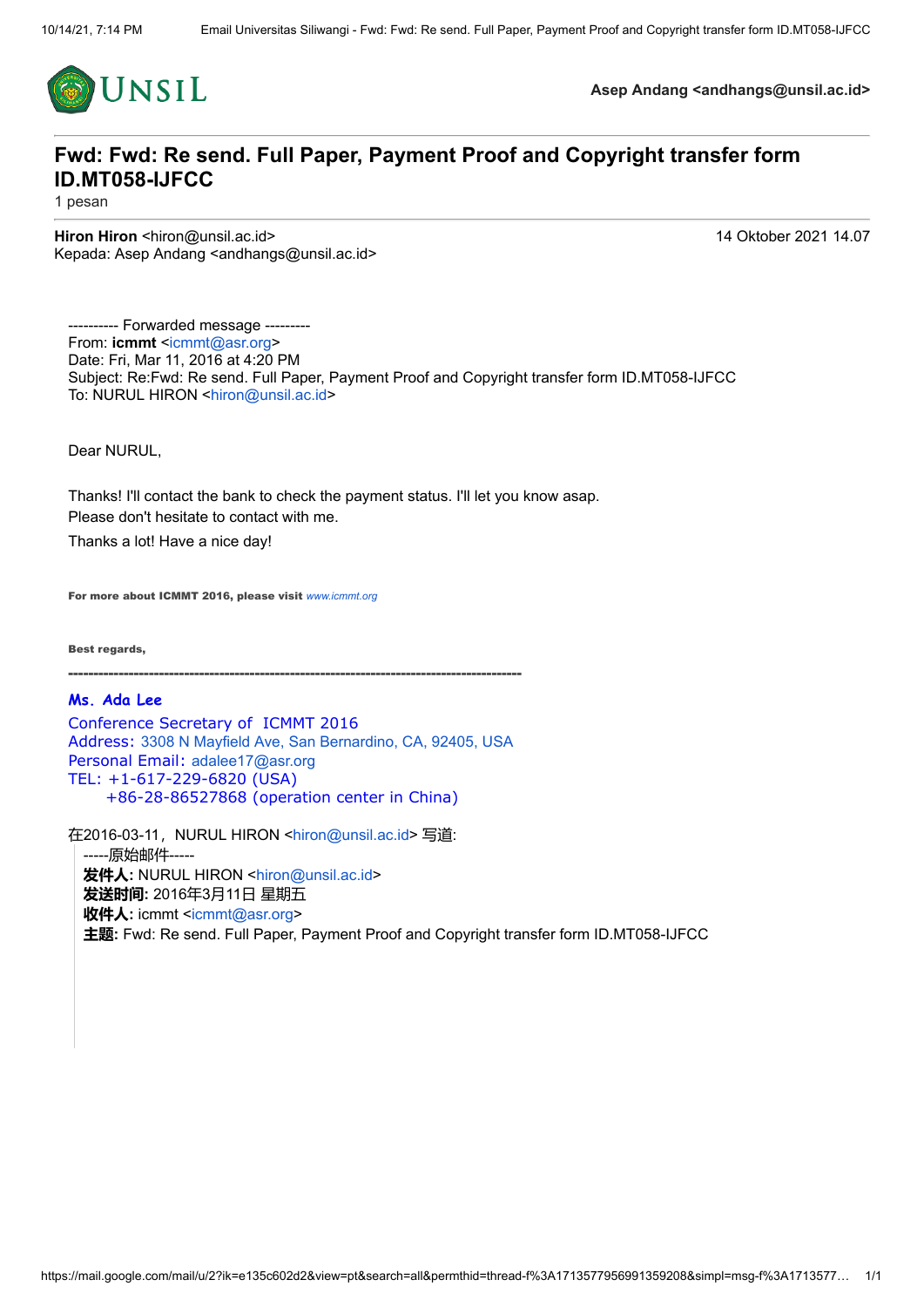**Asep Andang <andhangs@unsil.ac.id>**

# Fwd: Fwd: Re send. Full Paper, Payment Proof and Copyright transfer form ID.MT058-IJFCC

1 pesan

**Hiron Hiron** <hiron@unsil.ac.id> 14 Oktober 2021 14.07
Kepada: Asep Andang <andhangs@unsil.ac.id>

---------- Forwarded message ---------
From: **icmmt** <icmmt@asr.org>
Date: Fri, Mar 11, 2016 at 4:20 PM
Subject: Re:Fwd: Re send. Full Paper, Payment Proof and Copyright transfer form ID.MT058-IJFCC
To: NURUL HIRON <hiron@unsil.ac.id>

Dear NURUL,

Thanks! I'll contact the bank to check the payment status. I'll let you know asap.
Please don't hesitate to contact with me.
Thanks a lot! Have a nice day!

**For more about ICMMT 2016, please visit** *www.icmmt.org*

**Best regards,**

**---------------------------------------------------------------------------------------------**

**Ms. Ada Lee**
Conference Secretary of ICMMT 2016
Address: 3308 N Mayfield Ave, San Bernardino, CA, 92405, USA
Personal Email: adalee17@asr.org
TEL: +1-617-229-6820 (USA)
+86-28-86527868 (operation center in China)

在2016-03-11，NURUL HIRON <hiron@unsil.ac.id> 写道:

> -----原始邮件-----
> **发件人:** NURUL HIRON <hiron@unsil.ac.id>
> **发送时间:** 2016年3月11日 星期五
> **收件人:** icmmt <icmmt@asr.org>
> **主题:** Fwd: Re send. Full Paper, Payment Proof and Copyright transfer form ID.MT058-IJFCC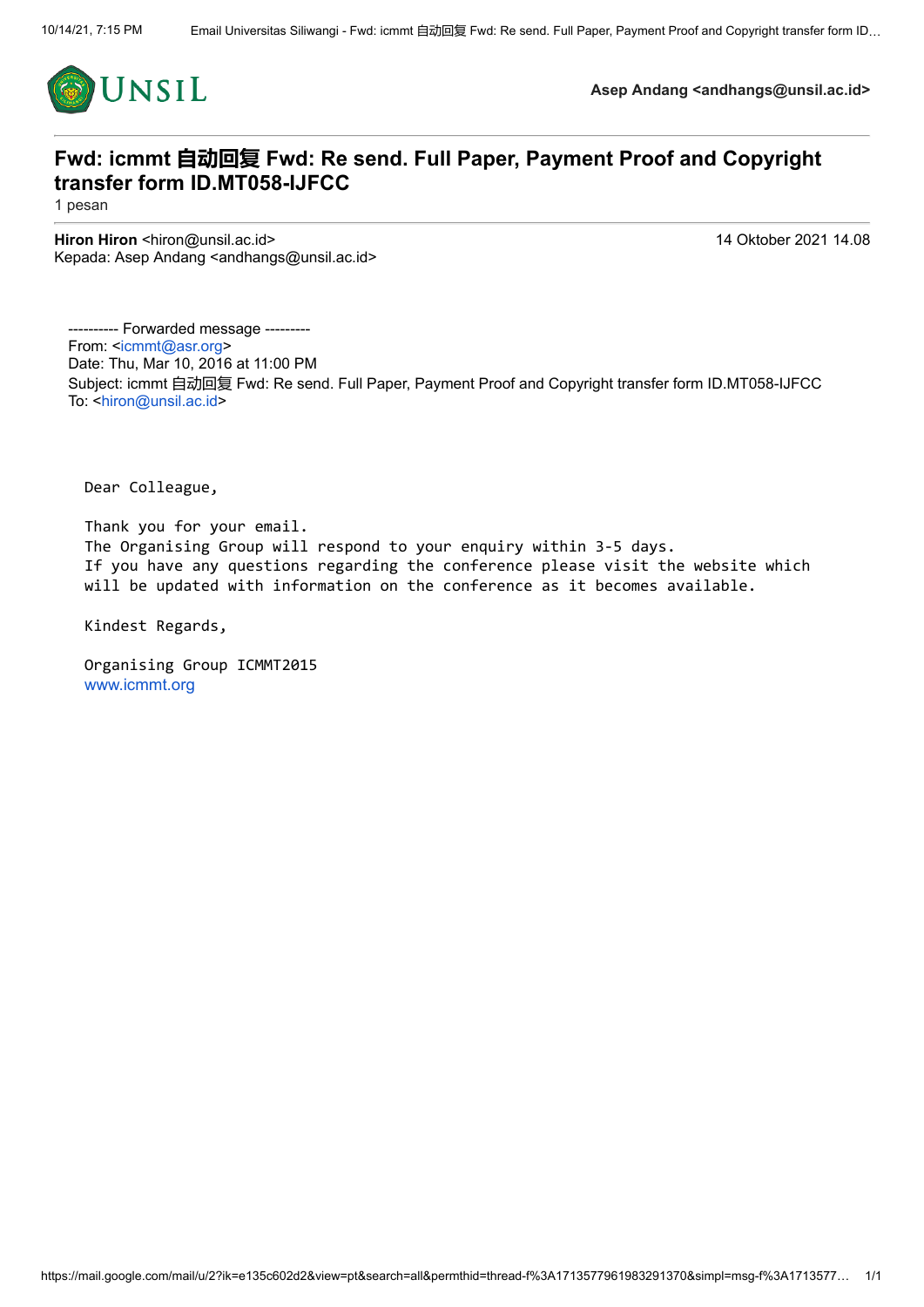UNSIL

**Asep Andang <andhangs@unsil.ac.id>**

# Fwd: icmmt 自动回复 Fwd: Re send. Full Paper, Payment Proof and Copyright transfer form ID.MT058-IJFCC

1 pesan

**Hiron Hiron** <hiron@unsil.ac.id> 14 Oktober 2021 14.08
Kepada: Asep Andang <andhangs@unsil.ac.id>

---------- Forwarded message ---------
From: <icmmt@asr.org>
Date: Thu, Mar 10, 2016 at 11:00 PM
Subject: icmmt 自动回复 Fwd: Re send. Full Paper, Payment Proof and Copyright transfer form ID.MT058-IJFCC
To: <hiron@unsil.ac.id>

Dear Colleague,

Thank you for your email.
The Organising Group will respond to your enquiry within 3-5 days.
If you have any questions regarding the conference please visit the website which will be updated with information on the conference as it becomes available.

Kindest Regards,

Organising Group ICMMT2015
www.icmmt.org